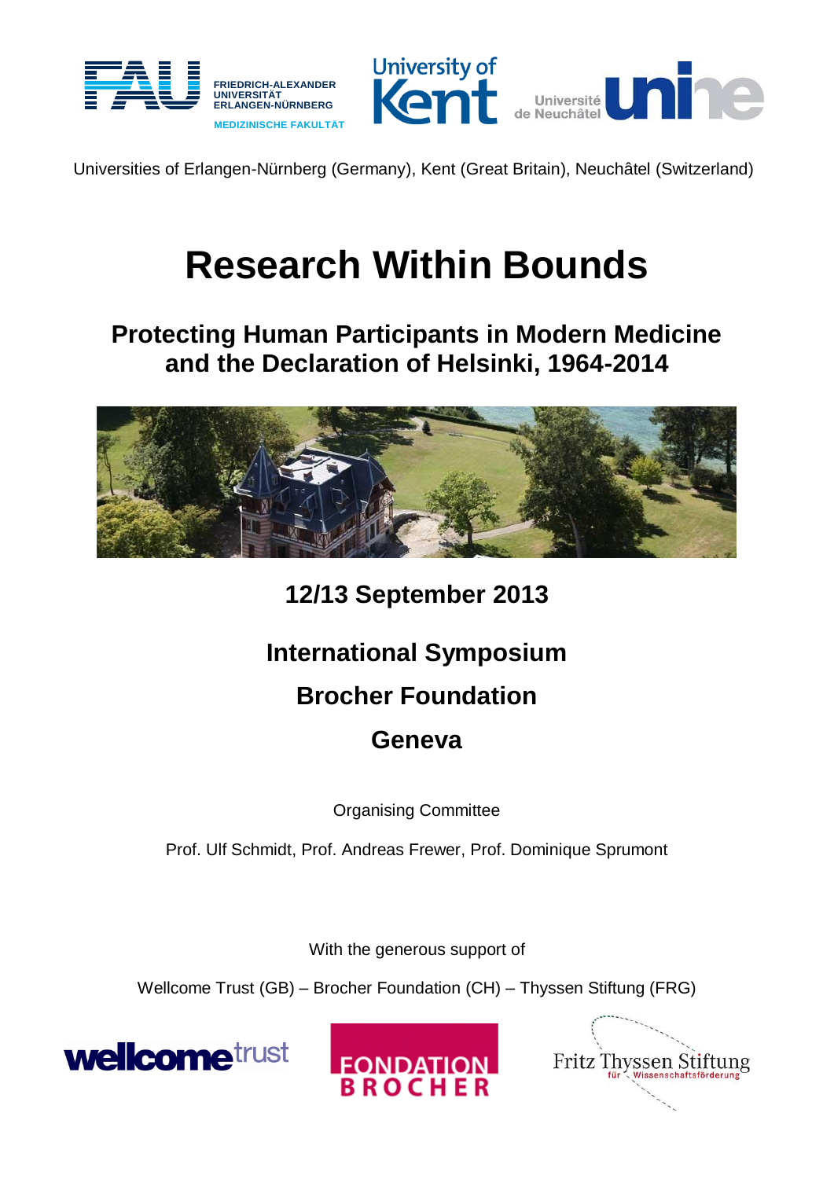FRIEDRICH-ALEXANDER UNIVERSITÄT ERLANGEN-NÜRNBERG
MEDIZINISCHE FAKULTÄT

University of Kent

Université de Neuchâtel

Universities of Erlangen-Nürnberg (Germany), Kent (Great Britain), Neuchâtel (Switzerland)

# Research Within Bounds

## Protecting Human Participants in Modern Medicine and the Declaration of Helsinki, 1964-2014

### 12/13 September 2013

### International Symposium

### Brocher Foundation

### Geneva

Organising Committee

Prof. Ulf Schmidt, Prof. Andreas Frewer, Prof. Dominique Sprumont

With the generous support of

Wellcome Trust (GB) – Brocher Foundation (CH) – Thyssen Stiftung (FRG)

wellcome trust

FONDATION BROCHER

Fritz Thyssen Stiftung für Wissenschaftsförderung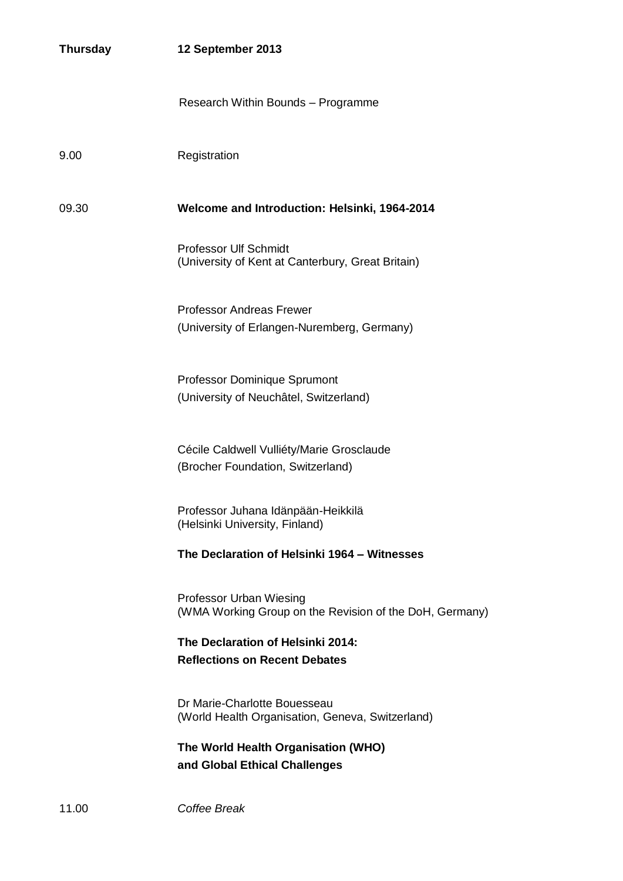**Thursday** **12 September 2013**

Research Within Bounds – Programme

9.00 Registration

09.30 **Welcome and Introduction: Helsinki, 1964-2014**

Professor Ulf Schmidt
(University of Kent at Canterbury, Great Britain)

Professor Andreas Frewer
(University of Erlangen-Nuremberg, Germany)

Professor Dominique Sprumont
(University of Neuchâtel, Switzerland)

Cécile Caldwell Vulliéty/Marie Grosclaude
(Brocher Foundation, Switzerland)

Professor Juhana Idänpään-Heikkilä
(Helsinki University, Finland)

**The Declaration of Helsinki 1964 – Witnesses**

Professor Urban Wiesing
(WMA Working Group on the Revision of the DoH, Germany)

**The Declaration of Helsinki 2014:**
**Reflections on Recent Debates**

Dr Marie-Charlotte Bouesseau
(World Health Organisation, Geneva, Switzerland)

**The World Health Organisation (WHO)**
**and Global Ethical Challenges**

11.00 *Coffee Break*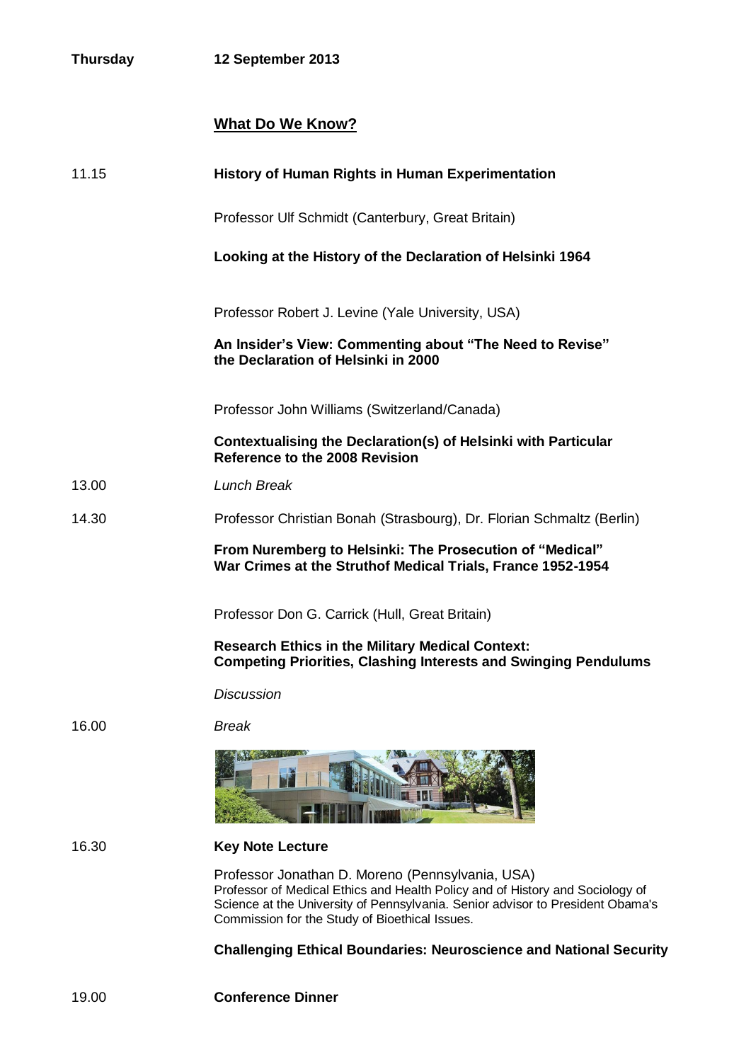**Thursday** **12 September 2013**

## What Do We Know?

11.15 **History of Human Rights in Human Experimentation**

Professor Ulf Schmidt (Canterbury, Great Britain)

**Looking at the History of the Declaration of Helsinki 1964**

Professor Robert J. Levine (Yale University, USA)

**An Insider's View: Commenting about "The Need to Revise" the Declaration of Helsinki in 2000**

Professor John Williams (Switzerland/Canada)

**Contextualising the Declaration(s) of Helsinki with Particular Reference to the 2008 Revision**

13.00 *Lunch Break*

14.30 Professor Christian Bonah (Strasbourg), Dr. Florian Schmaltz (Berlin)

**From Nuremberg to Helsinki: The Prosecution of "Medical" War Crimes at the Struthof Medical Trials, France 1952-1954**

Professor Don G. Carrick (Hull, Great Britain)

**Research Ethics in the Military Medical Context: Competing Priorities, Clashing Interests and Swinging Pendulums**

*Discussion*

16.00 *Break*

16.30 **Key Note Lecture**

Professor Jonathan D. Moreno (Pennsylvania, USA)
Professor of Medical Ethics and Health Policy and of History and Sociology of Science at the University of Pennsylvania. Senior advisor to President Obama's Commission for the Study of Bioethical Issues.

**Challenging Ethical Boundaries: Neuroscience and National Security**

19.00 **Conference Dinner**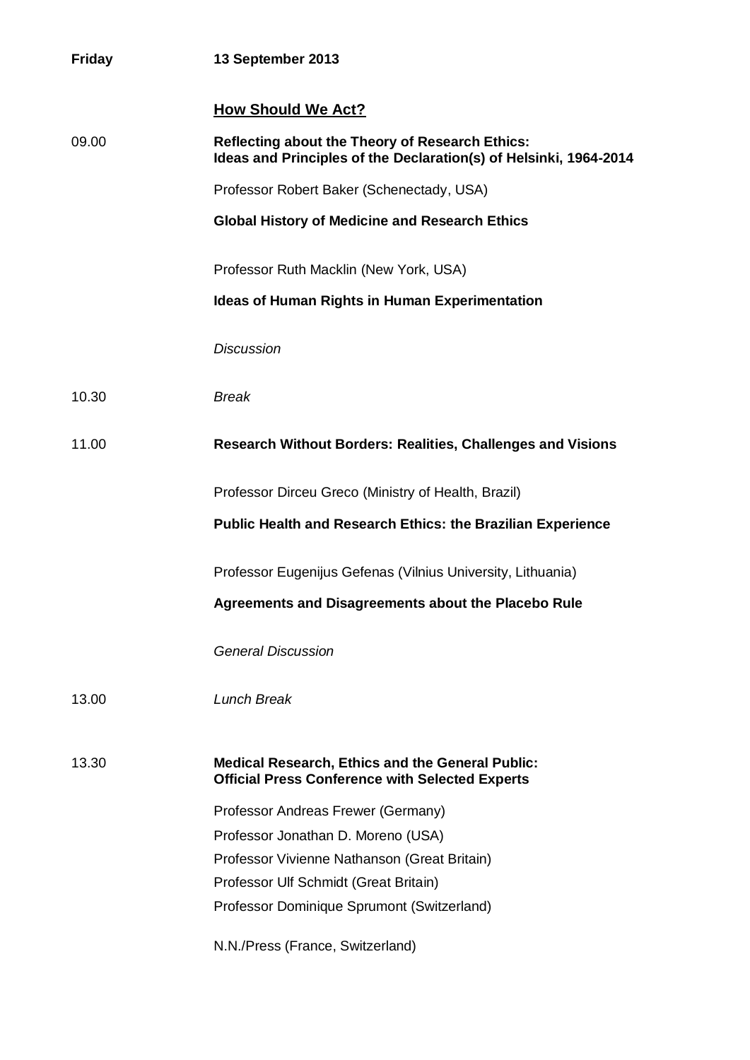**Friday** **13 September 2013**

**How Should We Act?**

09.00 **Reflecting about the Theory of Research Ethics: Ideas and Principles of the Declaration(s) of Helsinki, 1964-2014**

Professor Robert Baker (Schenectady, USA)

**Global History of Medicine and Research Ethics**

Professor Ruth Macklin (New York, USA)

**Ideas of Human Rights in Human Experimentation**

*Discussion*

10.30 *Break*

11.00 **Research Without Borders: Realities, Challenges and Visions**

Professor Dirceu Greco (Ministry of Health, Brazil)

**Public Health and Research Ethics: the Brazilian Experience**

Professor Eugenijus Gefenas (Vilnius University, Lithuania)

**Agreements and Disagreements about the Placebo Rule**

*General Discussion*

13.00 *Lunch Break*

13.30 **Medical Research, Ethics and the General Public: Official Press Conference with Selected Experts**

Professor Andreas Frewer (Germany)
Professor Jonathan D. Moreno (USA)
Professor Vivienne Nathanson (Great Britain)
Professor Ulf Schmidt (Great Britain)
Professor Dominique Sprumont (Switzerland)

N.N./Press (France, Switzerland)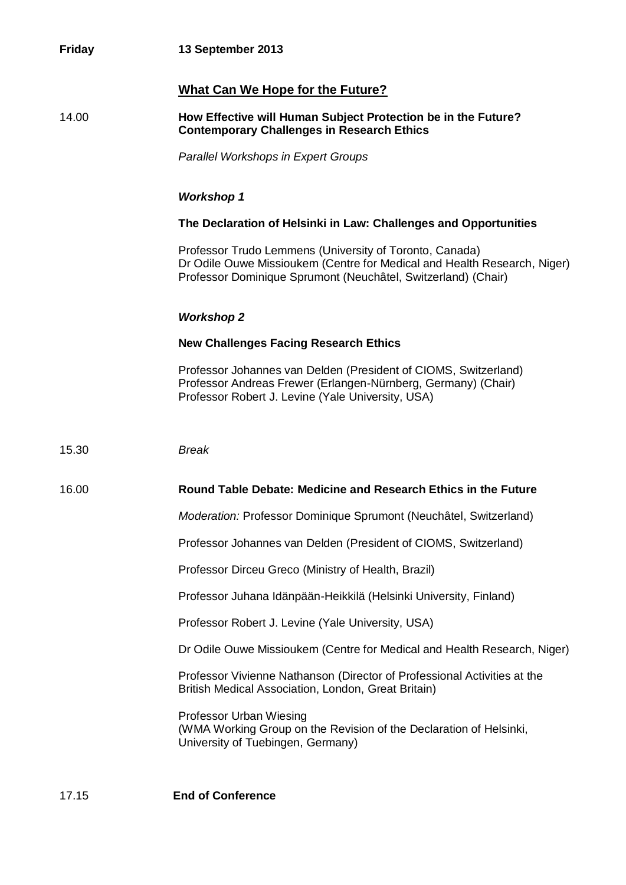**Friday** **13 September 2013**

## What Can We Hope for the Future?

14.00 **How Effective will Human Subject Protection be in the Future? Contemporary Challenges in Research Ethics**

*Parallel Workshops in Expert Groups*

***Workshop 1***

**The Declaration of Helsinki in Law: Challenges and Opportunities**

Professor Trudo Lemmens (University of Toronto, Canada)
Dr Odile Ouwe Missioukem (Centre for Medical and Health Research, Niger)
Professor Dominique Sprumont (Neuchâtel, Switzerland) (Chair)

***Workshop 2***

**New Challenges Facing Research Ethics**

Professor Johannes van Delden (President of CIOMS, Switzerland)
Professor Andreas Frewer (Erlangen-Nürnberg, Germany) (Chair)
Professor Robert J. Levine (Yale University, USA)

15.30 *Break*

16.00 **Round Table Debate: Medicine and Research Ethics in the Future**

*Moderation:* Professor Dominique Sprumont (Neuchâtel, Switzerland)

Professor Johannes van Delden (President of CIOMS, Switzerland)

Professor Dirceu Greco (Ministry of Health, Brazil)

Professor Juhana Idänpään-Heikkilä (Helsinki University, Finland)

Professor Robert J. Levine (Yale University, USA)

Dr Odile Ouwe Missioukem (Centre for Medical and Health Research, Niger)

Professor Vivienne Nathanson (Director of Professional Activities at the British Medical Association, London, Great Britain)

Professor Urban Wiesing
(WMA Working Group on the Revision of the Declaration of Helsinki, University of Tuebingen, Germany)

17.15 **End of Conference**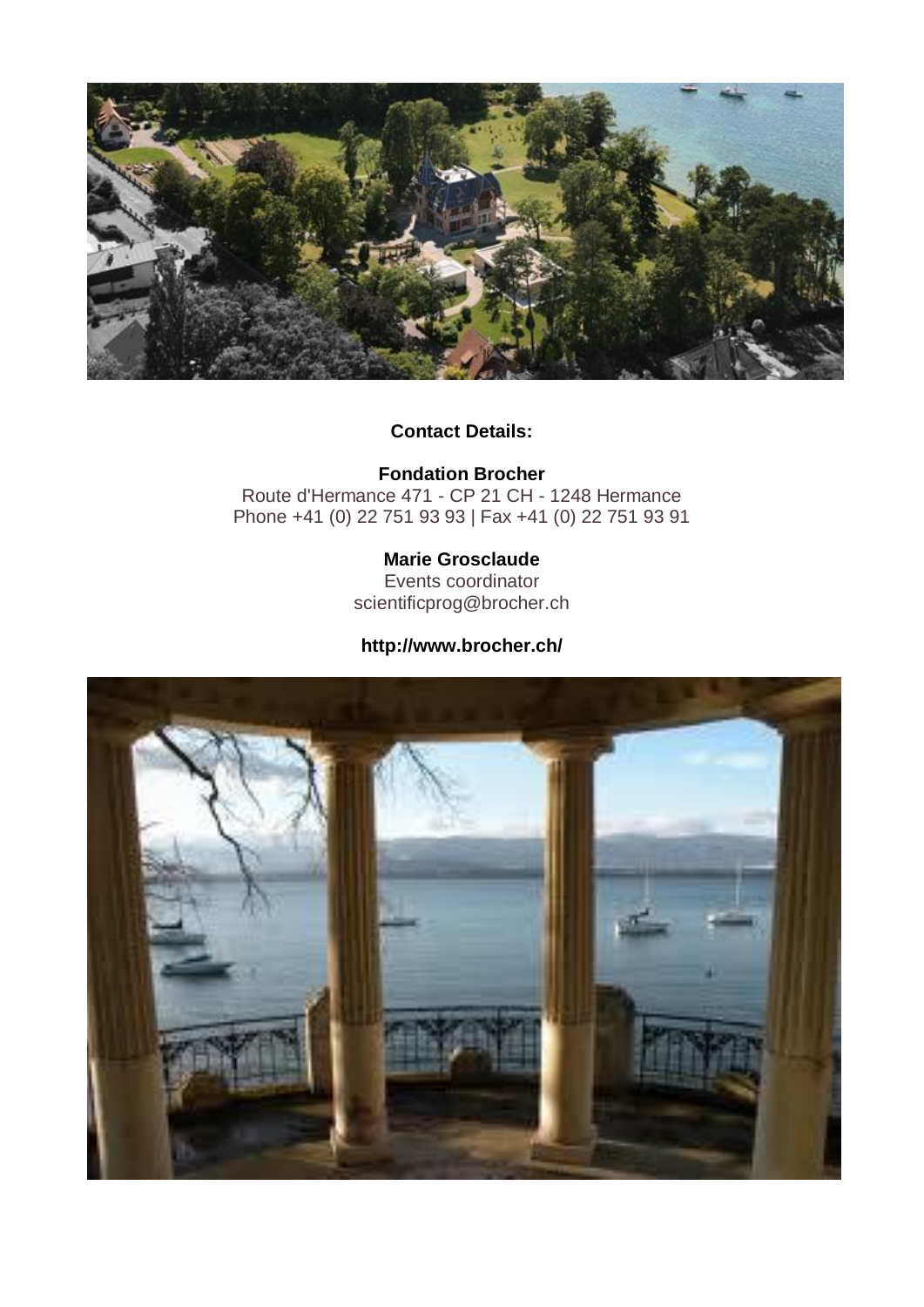**Contact Details:**

**Fondation Brocher**
Route d'Hermance 471 - CP 21 CH - 1248 Hermance
Phone +41 (0) 22 751 93 93 | Fax +41 (0) 22 751 93 91

**Marie Grosclaude**
Events coordinator
scientificprog@brocher.ch

**http://www.brocher.ch/**